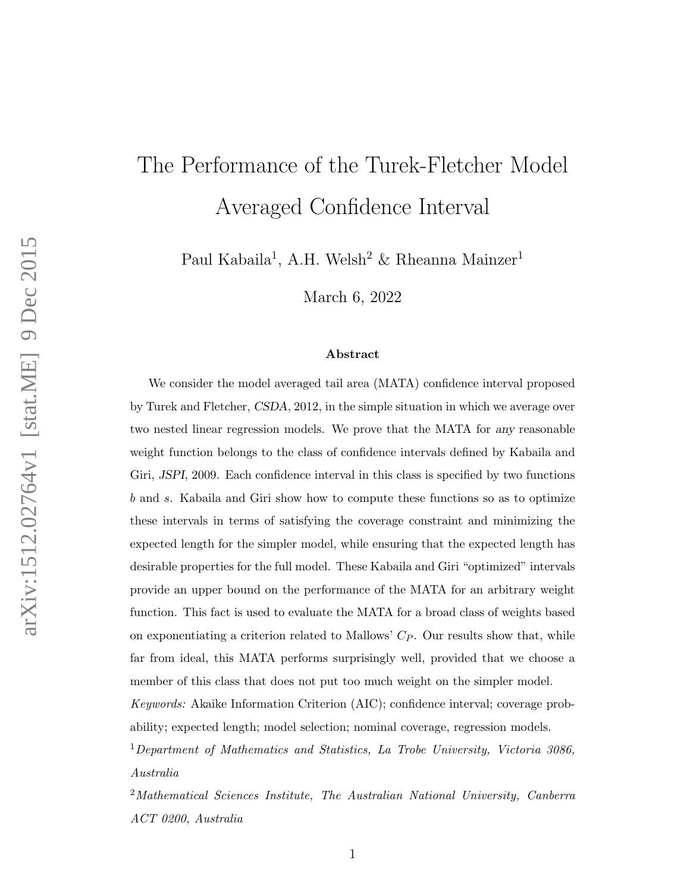# The Performance of the Turek-Fletcher Model Averaged Confidence Interval

Paul Kabaila[1], A.H. Welsh[2] & Rheanna Mainzer[1]

March 6, 2022

### Abstract

We consider the model averaged tail area (MATA) confidence interval proposed by Turek and Fletcher, *CSDA*, 2012, in the simple situation in which we average over two nested linear regression models. We prove that the MATA for *any* reasonable weight function belongs to the class of confidence intervals defined by Kabaila and Giri, *JSPI*, 2009. Each confidence interval in this class is specified by two functions $b$ and $s$. Kabaila and Giri show how to compute these functions so as to optimize these intervals in terms of satisfying the coverage constraint and minimizing the expected length for the simpler model, while ensuring that the expected length has desirable properties for the full model. These Kabaila and Giri "optimized" intervals provide an upper bound on the performance of the MATA for an arbitrary weight function. This fact is used to evaluate the MATA for a broad class of weights based on exponentiating a criterion related to Mallows' $C_P$. Our results show that, while far from ideal, this MATA performs surprisingly well, provided that we choose a member of this class that does not put too much weight on the simpler model.

*Keywords:* Akaike Information Criterion (AIC); confidence interval; coverage probability; expected length; model selection; nominal coverage, regression models.

[1]*Department of Mathematics and Statistics, La Trobe University, Victoria 3086, Australia*

[2]*Mathematical Sciences Institute, The Australian National University, Canberra ACT 0200, Australia*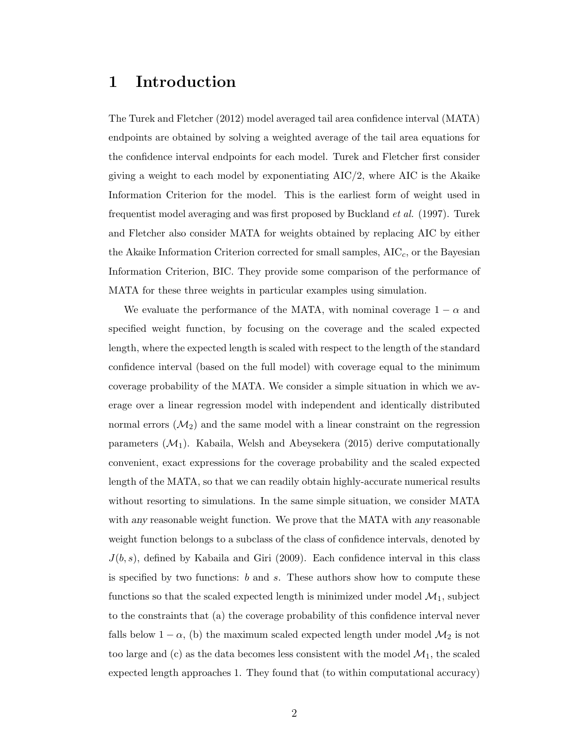# 1 Introduction

The Turek and Fletcher (2012) model averaged tail area confidence interval (MATA) endpoints are obtained by solving a weighted average of the tail area equations for the confidence interval endpoints for each model. Turek and Fletcher first consider giving a weight to each model by exponentiating AIC/2, where AIC is the Akaike Information Criterion for the model. This is the earliest form of weight used in frequentist model averaging and was first proposed by Buckland *et al.* (1997). Turek and Fletcher also consider MATA for weights obtained by replacing AIC by either the Akaike Information Criterion corrected for small samples, $\text{AIC}_c$, or the Bayesian Information Criterion, BIC. They provide some comparison of the performance of MATA for these three weights in particular examples using simulation.

We evaluate the performance of the MATA, with nominal coverage $1 - \alpha$ and specified weight function, by focusing on the coverage and the scaled expected length, where the expected length is scaled with respect to the length of the standard confidence interval (based on the full model) with coverage equal to the minimum coverage probability of the MATA. We consider a simple situation in which we average over a linear regression model with independent and identically distributed normal errors ($\mathcal{M}_2$) and the same model with a linear constraint on the regression parameters ($\mathcal{M}_1$). Kabaila, Welsh and Abeysekera (2015) derive computationally convenient, exact expressions for the coverage probability and the scaled expected length of the MATA, so that we can readily obtain highly-accurate numerical results without resorting to simulations. In the same simple situation, we consider MATA with *any* reasonable weight function. We prove that the MATA with *any* reasonable weight function belongs to a subclass of the class of confidence intervals, denoted by $J(b, s)$, defined by Kabaila and Giri (2009). Each confidence interval in this class is specified by two functions: $b$ and $s$. These authors show how to compute these functions so that the scaled expected length is minimized under model $\mathcal{M}_1$, subject to the constraints that (a) the coverage probability of this confidence interval never falls below $1 - \alpha$, (b) the maximum scaled expected length under model $\mathcal{M}_2$ is not too large and (c) as the data becomes less consistent with the model $\mathcal{M}_1$, the scaled expected length approaches 1. They found that (to within computational accuracy)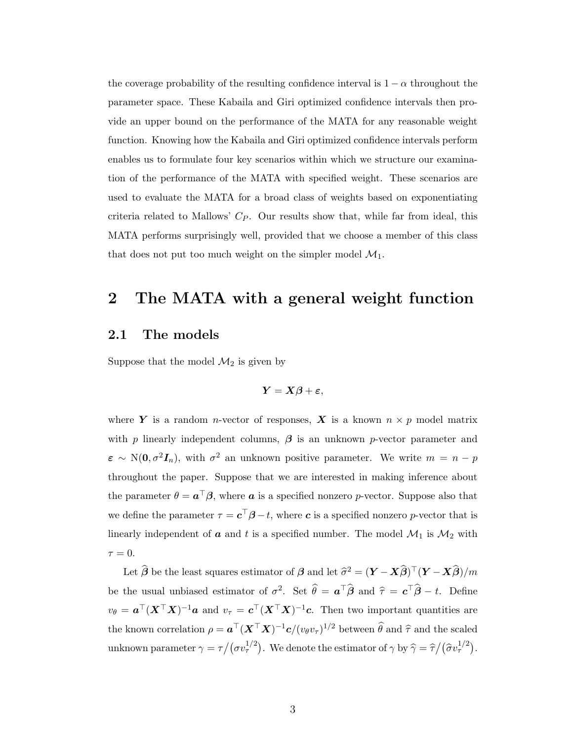the coverage probability of the resulting confidence interval is $1 - \alpha$ throughout the parameter space. These Kabaila and Giri optimized confidence intervals then provide an upper bound on the performance of the MATA for any reasonable weight function. Knowing how the Kabaila and Giri optimized confidence intervals perform enables us to formulate four key scenarios within which we structure our examination of the performance of the MATA with specified weight. These scenarios are used to evaluate the MATA for a broad class of weights based on exponentiating criteria related to Mallows' $C_P$. Our results show that, while far from ideal, this MATA performs surprisingly well, provided that we choose a member of this class that does not put too much weight on the simpler model $\mathcal{M}_1$.

# 2 The MATA with a general weight function

## 2.1 The models

Suppose that the model $\mathcal{M}_2$ is given by

$$\boldsymbol{Y} = \boldsymbol{X}\boldsymbol{\beta} + \boldsymbol{\varepsilon},$$

where $\boldsymbol{Y}$ is a random $n$-vector of responses, $\boldsymbol{X}$ is a known $n \times p$ model matrix with $p$ linearly independent columns, $\boldsymbol{\beta}$ is an unknown $p$-vector parameter and $\boldsymbol{\varepsilon} \sim \mathrm{N}(\boldsymbol{0}, \sigma^2 \boldsymbol{I}_n)$, with $\sigma^2$ an unknown positive parameter. We write $m = n - p$ throughout the paper. Suppose that we are interested in making inference about the parameter $\theta = \boldsymbol{a}^\top \boldsymbol{\beta}$, where $\boldsymbol{a}$ is a specified nonzero $p$-vector. Suppose also that we define the parameter $\tau = \boldsymbol{c}^\top \boldsymbol{\beta} - t$, where $\boldsymbol{c}$ is a specified nonzero $p$-vector that is linearly independent of $\boldsymbol{a}$ and $t$ is a specified number. The model $\mathcal{M}_1$ is $\mathcal{M}_2$ with $\tau = 0$.

Let $\widehat{\boldsymbol{\beta}}$ be the least squares estimator of $\boldsymbol{\beta}$ and let $\widehat{\sigma}^2 = (\boldsymbol{Y} - \boldsymbol{X}\widehat{\boldsymbol{\beta}})^\top (\boldsymbol{Y} - \boldsymbol{X}\widehat{\boldsymbol{\beta}})/m$ be the usual unbiased estimator of $\sigma^2$. Set $\widehat{\theta} = \boldsymbol{a}^\top \widehat{\boldsymbol{\beta}}$ and $\widehat{\tau} = \boldsymbol{c}^\top \widehat{\boldsymbol{\beta}} - t$. Define $v_\theta = \boldsymbol{a}^\top (\boldsymbol{X}^\top \boldsymbol{X})^{-1} \boldsymbol{a}$ and $v_\tau = \boldsymbol{c}^\top (\boldsymbol{X}^\top \boldsymbol{X})^{-1} \boldsymbol{c}$. Then two important quantities are the known correlation $\rho = \boldsymbol{a}^\top (\boldsymbol{X}^\top \boldsymbol{X})^{-1} \boldsymbol{c} / (v_\theta v_\tau)^{1/2}$ between $\widehat{\theta}$ and $\widehat{\tau}$ and the scaled unknown parameter $\gamma = \tau / \big(\sigma v_\tau^{1/2}\big)$. We denote the estimator of $\gamma$ by $\widehat{\gamma} = \widehat{\tau} / \big(\widehat{\sigma} v_\tau^{1/2}\big)$.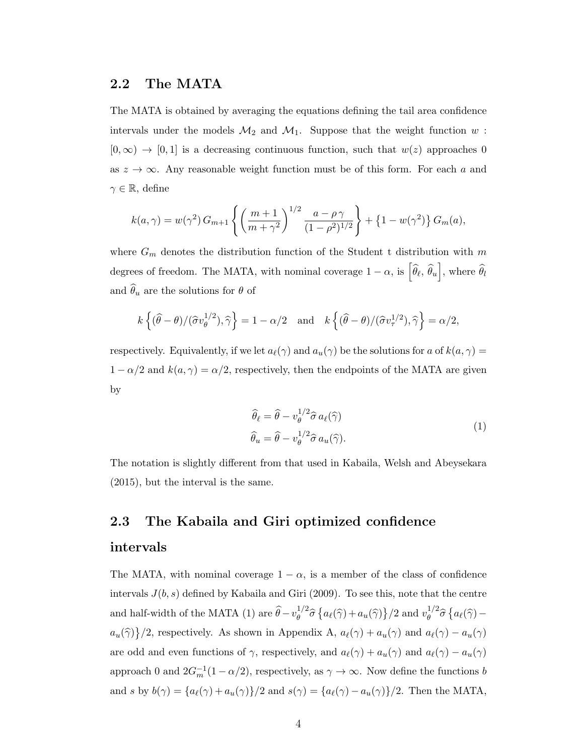## 2.2 The MATA

The MATA is obtained by averaging the equations defining the tail area confidence intervals under the models $\mathcal{M}_2$ and $\mathcal{M}_1$. Suppose that the weight function $w : [0, \infty) \to [0, 1]$ is a decreasing continuous function, such that $w(z)$ approaches 0 as $z \to \infty$. Any reasonable weight function must be of this form. For each $a$ and $\gamma \in \mathbb{R}$, define

$$k(a, \gamma) = w(\gamma^2)\, G_{m+1}\left\{ \left( \frac{m+1}{m+\gamma^2} \right)^{1/2} \frac{a - \rho\, \gamma}{(1-\rho^2)^{1/2}} \right\} + \left\{ 1 - w(\gamma^2) \right\} G_m(a),$$

where $G_m$ denotes the distribution function of the Student t distribution with $m$ degrees of freedom. The MATA, with nominal coverage $1 - \alpha$, is $\left[ \widehat{\theta}_\ell, \, \widehat{\theta}_u \right]$, where $\widehat{\theta}_l$ and $\widehat{\theta}_u$ are the solutions for $\theta$ of

$$k\left\{ (\widehat{\theta} - \theta)/(\widehat{\sigma} v_\theta^{1/2}), \widehat{\gamma} \right\} = 1 - \alpha/2 \quad \text{and} \quad k\left\{ (\widehat{\theta} - \theta)/(\widehat{\sigma} v_\tau^{1/2}), \widehat{\gamma} \right\} = \alpha/2,$$

respectively. Equivalently, if we let $a_\ell(\gamma)$ and $a_u(\gamma)$ be the solutions for $a$ of $k(a, \gamma) = 1 - \alpha/2$ and $k(a, \gamma) = \alpha/2$, respectively, then the endpoints of the MATA are given by

$$\begin{aligned} \widehat{\theta}_\ell &= \widehat{\theta} - v_\theta^{1/2} \widehat{\sigma}\, a_\ell(\widehat{\gamma}) \\ \widehat{\theta}_u &= \widehat{\theta} - v_\theta^{1/2} \widehat{\sigma}\, a_u(\widehat{\gamma}). \end{aligned} \tag{1}$$

The notation is slightly different from that used in Kabaila, Welsh and Abeysekara (2015), but the interval is the same.

## 2.3 The Kabaila and Giri optimized confidence intervals

The MATA, with nominal coverage $1 - \alpha$, is a member of the class of confidence intervals $J(b, s)$ defined by Kabaila and Giri (2009). To see this, note that the centre and half-width of the MATA (1) are $\widehat{\theta} - v_\theta^{1/2} \widehat{\sigma} \left\{ a_\ell(\widehat{\gamma}) + a_u(\widehat{\gamma}) \right\}/2$ and $v_\theta^{1/2} \widehat{\sigma} \left\{ a_\ell(\widehat{\gamma}) - a_u(\widehat{\gamma}) \right\}/2$, respectively. As shown in Appendix A, $a_\ell(\gamma) + a_u(\gamma)$ and $a_\ell(\gamma) - a_u(\gamma)$ are odd and even functions of $\gamma$, respectively, and $a_\ell(\gamma) + a_u(\gamma)$ and $a_\ell(\gamma) - a_u(\gamma)$ approach 0 and $2G_m^{-1}(1 - \alpha/2)$, respectively, as $\gamma \to \infty$. Now define the functions $b$ and $s$ by $b(\gamma) = \{a_\ell(\gamma) + a_u(\gamma)\}/2$ and $s(\gamma) = \{a_\ell(\gamma) - a_u(\gamma)\}/2$. Then the MATA,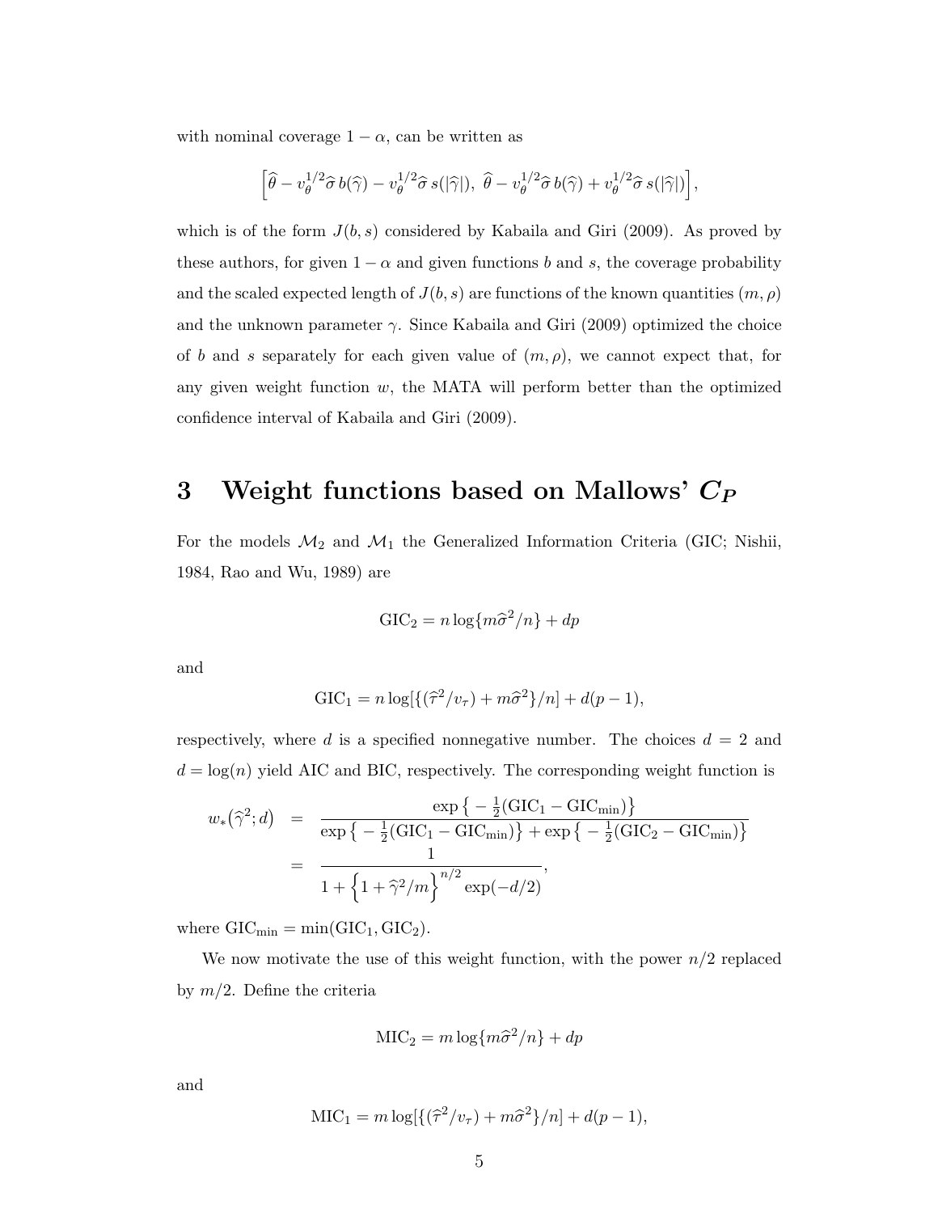with nominal coverage $1 - \alpha$, can be written as

$$\left[\widehat{\theta} - v_\theta^{1/2}\widehat{\sigma}\, b(\widehat{\gamma}) - v_\theta^{1/2}\widehat{\sigma}\, s(|\widehat{\gamma}|),\ \widehat{\theta} - v_\theta^{1/2}\widehat{\sigma}\, b(\widehat{\gamma}) + v_\theta^{1/2}\widehat{\sigma}\, s(|\widehat{\gamma}|)\right],$$

which is of the form $J(b, s)$ considered by Kabaila and Giri (2009). As proved by these authors, for given $1 - \alpha$ and given functions $b$ and $s$, the coverage probability and the scaled expected length of $J(b, s)$ are functions of the known quantities $(m, \rho)$ and the unknown parameter $\gamma$. Since Kabaila and Giri (2009) optimized the choice of $b$ and $s$ separately for each given value of $(m, \rho)$, we cannot expect that, for any given weight function $w$, the MATA will perform better than the optimized confidence interval of Kabaila and Giri (2009).

# 3 Weight functions based on Mallows' $C_P$

For the models $\mathcal{M}_2$ and $\mathcal{M}_1$ the Generalized Information Criteria (GIC; Nishii, 1984, Rao and Wu, 1989) are

$$\text{GIC}_2 = n \log\{m\widehat{\sigma}^2/n\} + dp$$

and

$$\text{GIC}_1 = n \log[\{(\widehat{\tau}^2/v_\tau) + m\widehat{\sigma}^2\}/n] + d(p-1),$$

respectively, where $d$ is a specified nonnegative number. The choices $d = 2$ and $d = \log(n)$ yield AIC and BIC, respectively. The corresponding weight function is

$$\begin{aligned} w_*(\widehat{\gamma}^2; d) &= \frac{\exp\left\{-\frac{1}{2}(\text{GIC}_1 - \text{GIC}_{\min})\right\}}{\exp\left\{-\frac{1}{2}(\text{GIC}_1 - \text{GIC}_{\min})\right\} + \exp\left\{-\frac{1}{2}(\text{GIC}_2 - \text{GIC}_{\min})\right\}} \\ &= \frac{1}{1 + \left\{1 + \widehat{\gamma}^2/m\right\}^{n/2} \exp(-d/2)}, \end{aligned}$$

where $\text{GIC}_{\min} = \min(\text{GIC}_1, \text{GIC}_2)$.

We now motivate the use of this weight function, with the power $n/2$ replaced by $m/2$. Define the criteria

$$\text{MIC}_2 = m \log\{m\widehat{\sigma}^2/n\} + dp$$

and

$$\text{MIC}_1 = m \log[\{(\widehat{\tau}^2/v_\tau) + m\widehat{\sigma}^2\}/n] + d(p-1),$$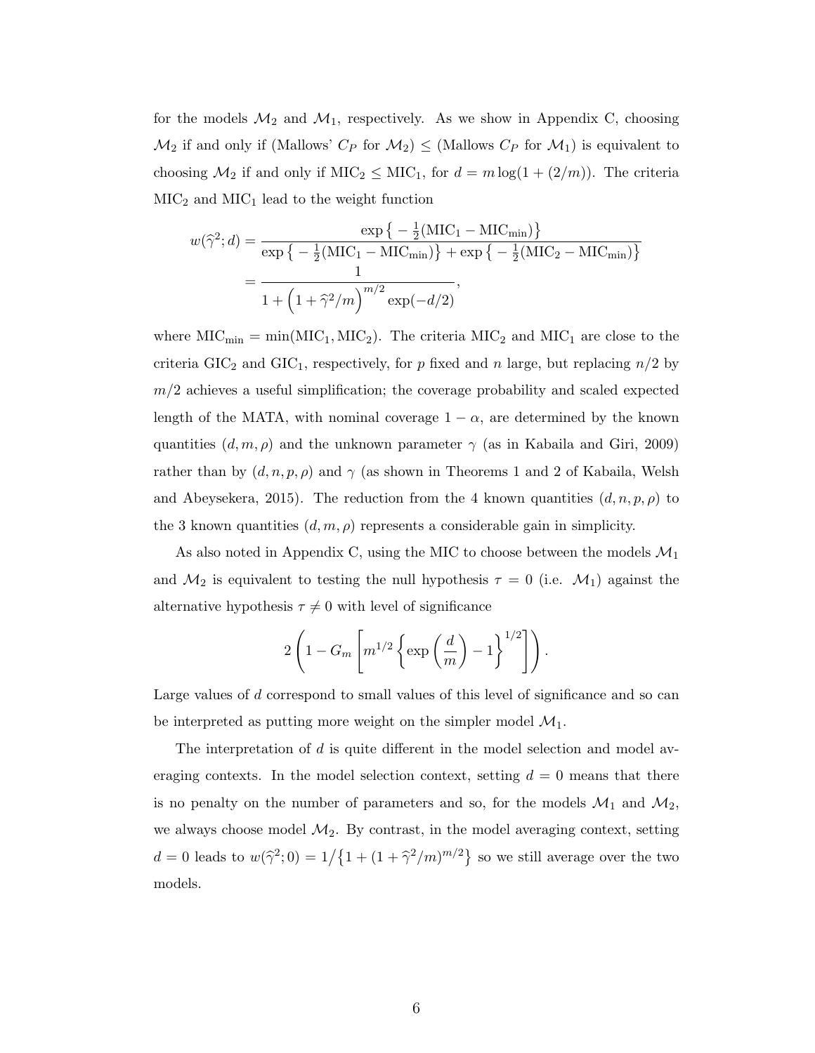for the models $\mathcal{M}_2$ and $\mathcal{M}_1$, respectively. As we show in Appendix C, choosing $\mathcal{M}_2$ if and only if (Mallows' $C_P$ for $\mathcal{M}_2$) $\le$ (Mallows $C_P$ for $\mathcal{M}_1$) is equivalent to choosing $\mathcal{M}_2$ if and only if $\text{MIC}_2 \le \text{MIC}_1$, for $d = m \log(1 + (2/m))$. The criteria $\text{MIC}_2$ and $\text{MIC}_1$ lead to the weight function

$$
\begin{aligned}
w(\widehat{\gamma}^2; d) &= \frac{\exp\big\{ -\frac{1}{2}(\text{MIC}_1 - \text{MIC}_{\min})\big\}}{\exp\big\{ -\frac{1}{2}(\text{MIC}_1 - \text{MIC}_{\min})\big\} + \exp\big\{ -\frac{1}{2}(\text{MIC}_2 - \text{MIC}_{\min})\big\}} \\
&= \frac{1}{1 + \Big(1 + \widehat{\gamma}^2/m\Big)^{m/2} \exp(-d/2)},
\end{aligned}
$$

where $\text{MIC}_{\min} = \min(\text{MIC}_1, \text{MIC}_2)$. The criteria $\text{MIC}_2$ and $\text{MIC}_1$ are close to the criteria $\text{GIC}_2$ and $\text{GIC}_1$, respectively, for $p$ fixed and $n$ large, but replacing $n/2$ by $m/2$ achieves a useful simplification; the coverage probability and scaled expected length of the MATA, with nominal coverage $1 - \alpha$, are determined by the known quantities $(d, m, \rho)$ and the unknown parameter $\gamma$ (as in Kabaila and Giri, 2009) rather than by $(d, n, p, \rho)$ and $\gamma$ (as shown in Theorems 1 and 2 of Kabaila, Welsh and Abeysekera, 2015). The reduction from the 4 known quantities $(d, n, p, \rho)$ to the 3 known quantities $(d, m, \rho)$ represents a considerable gain in simplicity.

As also noted in Appendix C, using the MIC to choose between the models $\mathcal{M}_1$ and $\mathcal{M}_2$ is equivalent to testing the null hypothesis $\tau = 0$ (i.e. $\mathcal{M}_1$) against the alternative hypothesis $\tau \neq 0$ with level of significance

$$
2\left(1 - G_m\left[m^{1/2}\left\{\exp\left(\frac{d}{m}\right) - 1\right\}^{1/2}\right]\right).
$$

Large values of $d$ correspond to small values of this level of significance and so can be interpreted as putting more weight on the simpler model $\mathcal{M}_1$.

The interpretation of $d$ is quite different in the model selection and model averaging contexts. In the model selection context, setting $d = 0$ means that there is no penalty on the number of parameters and so, for the models $\mathcal{M}_1$ and $\mathcal{M}_2$, we always choose model $\mathcal{M}_2$. By contrast, in the model averaging context, setting $d = 0$ leads to $w(\widehat{\gamma}^2; 0) = 1/\big\{1 + (1 + \widehat{\gamma}^2/m)^{m/2}\big\}$ so we still average over the two models.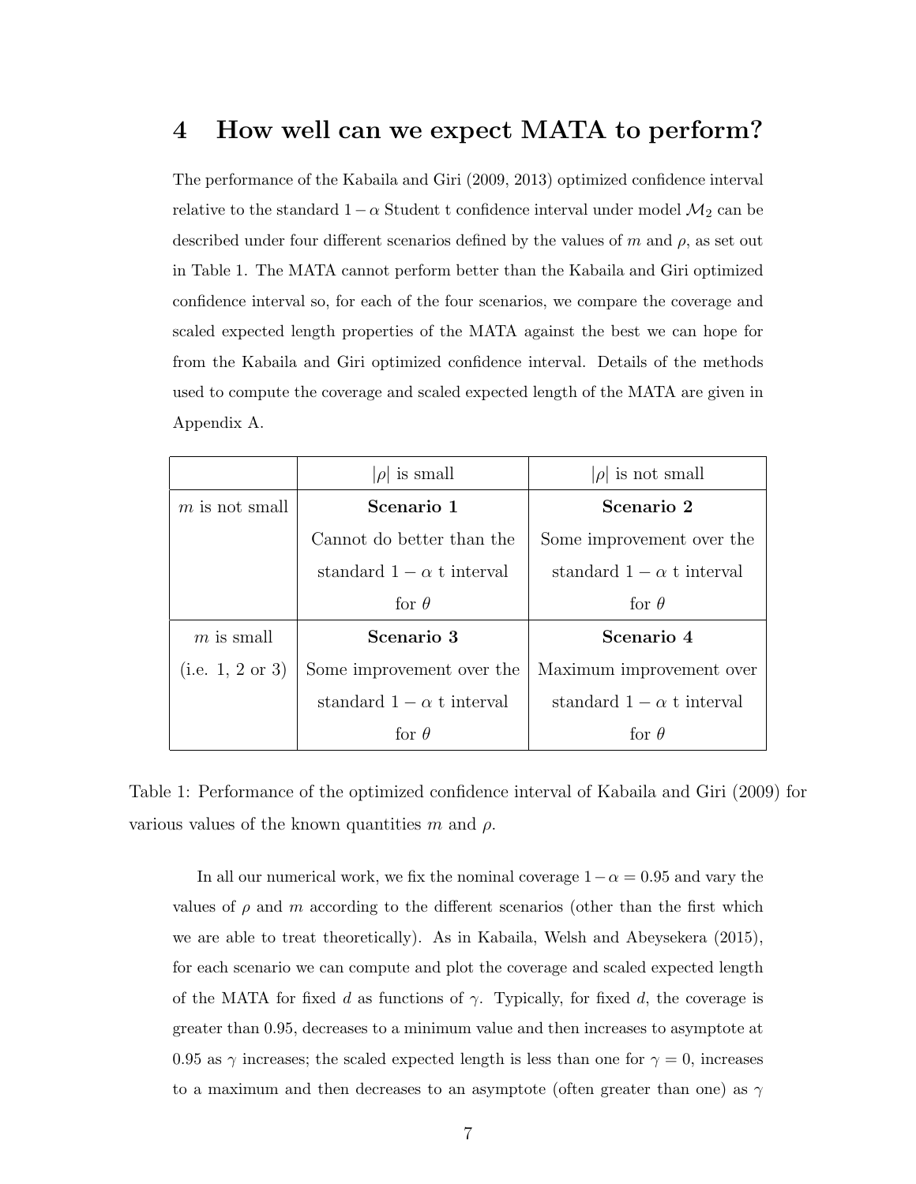# 4 How well can we expect MATA to perform?

The performance of the Kabaila and Giri (2009, 2013) optimized confidence interval relative to the standard $1-\alpha$ Student t confidence interval under model $\mathcal{M}_2$ can be described under four different scenarios defined by the values of $m$ and $\rho$, as set out in Table 1. The MATA cannot perform better than the Kabaila and Giri optimized confidence interval so, for each of the four scenarios, we compare the coverage and scaled expected length properties of the MATA against the best we can hope for from the Kabaila and Giri optimized confidence interval. Details of the methods used to compute the coverage and scaled expected length of the MATA are given in Appendix A.

| | $\lvert\rho\rvert$ is small | $\lvert\rho\rvert$ is not small |
|---|---|---|
| $m$ is not small | **Scenario 1** Cannot do better than the standard $1-\alpha$ t interval for $\theta$ | **Scenario 2** Some improvement over the standard $1-\alpha$ t interval for $\theta$ |
| $m$ is small (i.e. 1, 2 or 3) | **Scenario 3** Some improvement over the standard $1-\alpha$ t interval for $\theta$ | **Scenario 4** Maximum improvement over standard $1-\alpha$ t interval for $\theta$ |

Table 1: Performance of the optimized confidence interval of Kabaila and Giri (2009) for various values of the known quantities $m$ and $\rho$.

In all our numerical work, we fix the nominal coverage $1-\alpha = 0.95$ and vary the values of $\rho$ and $m$ according to the different scenarios (other than the first which we are able to treat theoretically). As in Kabaila, Welsh and Abeysekera (2015), for each scenario we can compute and plot the coverage and scaled expected length of the MATA for fixed $d$ as functions of $\gamma$. Typically, for fixed $d$, the coverage is greater than 0.95, decreases to a minimum value and then increases to asymptote at 0.95 as $\gamma$ increases; the scaled expected length is less than one for $\gamma = 0$, increases to a maximum and then decreases to an asymptote (often greater than one) as $\gamma$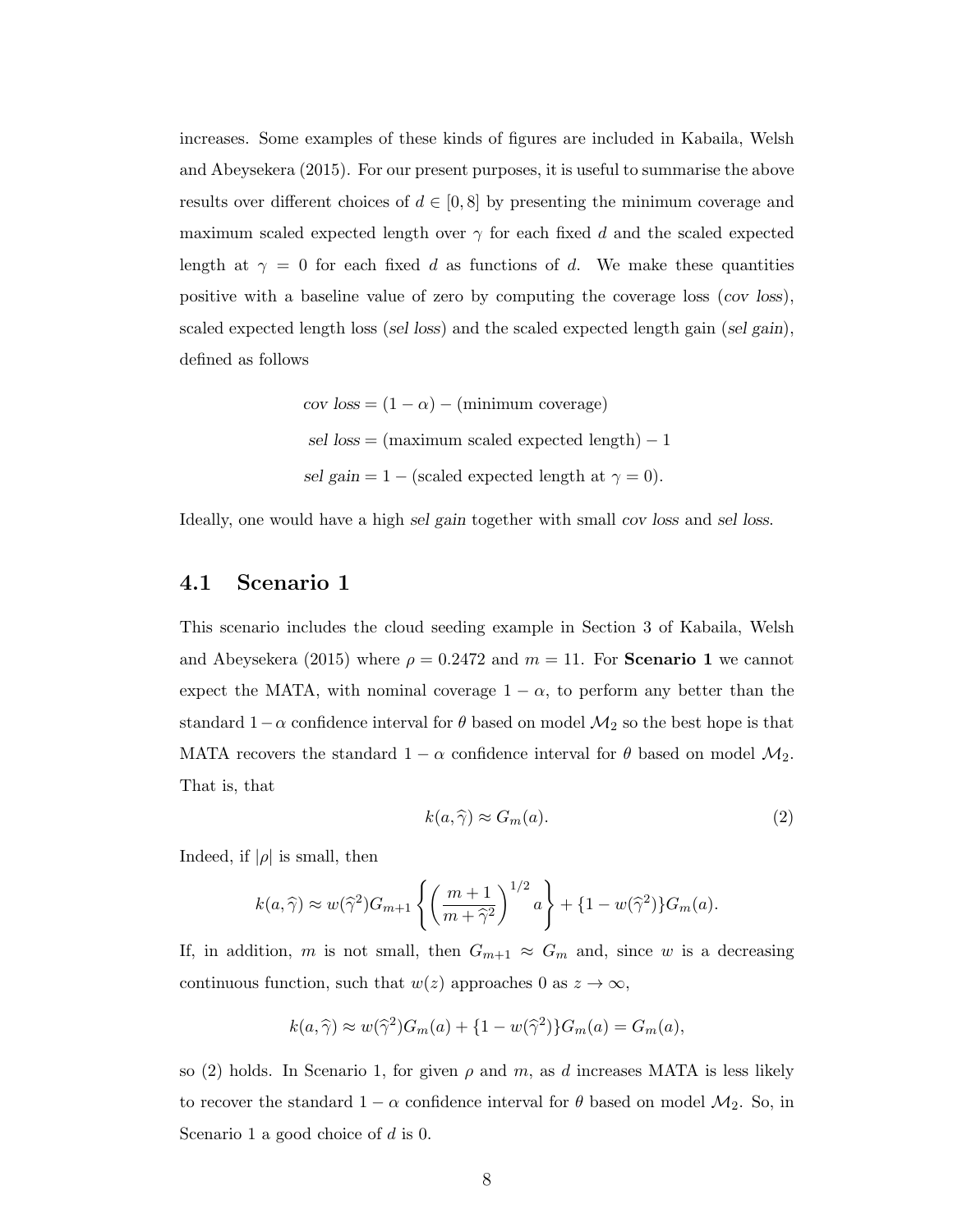increases. Some examples of these kinds of figures are included in Kabaila, Welsh and Abeysekera (2015). For our present purposes, it is useful to summarise the above results over different choices of $d \in [0, 8]$ by presenting the minimum coverage and maximum scaled expected length over $\gamma$ for each fixed $d$ and the scaled expected length at $\gamma = 0$ for each fixed $d$ as functions of $d$. We make these quantities positive with a baseline value of zero by computing the coverage loss (*cov loss*), scaled expected length loss (*sel loss*) and the scaled expected length gain (*sel gain*), defined as follows

$$
\begin{aligned}
\textit{cov loss} &= (1 - \alpha) - (\text{minimum coverage}) \\
\textit{sel loss} &= (\text{maximum scaled expected length}) - 1 \\
\textit{sel gain} &= 1 - (\text{scaled expected length at } \gamma = 0).
\end{aligned}
$$

Ideally, one would have a high *sel gain* together with small *cov loss* and *sel loss*.

## 4.1 Scenario 1

This scenario includes the cloud seeding example in Section 3 of Kabaila, Welsh and Abeysekera (2015) where $\rho = 0.2472$ and $m = 11$. For **Scenario 1** we cannot expect the MATA, with nominal coverage $1 - \alpha$, to perform any better than the standard $1 - \alpha$ confidence interval for $\theta$ based on model $\mathcal{M}_2$ so the best hope is that MATA recovers the standard $1 - \alpha$ confidence interval for $\theta$ based on model $\mathcal{M}_2$. That is, that

$$
k(a, \widehat{\gamma}) \approx G_m(a). \tag{2}
$$

Indeed, if $|\rho|$ is small, then

$$
k(a, \widehat{\gamma}) \approx w(\widehat{\gamma}^2) G_{m+1} \left\{ \left( \frac{m+1}{m + \widehat{\gamma}^2} \right)^{1/2} a \right\} + \{1 - w(\widehat{\gamma}^2)\} G_m(a).
$$

If, in addition, $m$ is not small, then $G_{m+1} \approx G_m$ and, since $w$ is a decreasing continuous function, such that $w(z)$ approaches 0 as $z \to \infty$,

$$
k(a, \widehat{\gamma}) \approx w(\widehat{\gamma}^2) G_m(a) + \{1 - w(\widehat{\gamma}^2)\} G_m(a) = G_m(a),
$$

so (2) holds. In Scenario 1, for given $\rho$ and $m$, as $d$ increases MATA is less likely to recover the standard $1 - \alpha$ confidence interval for $\theta$ based on model $\mathcal{M}_2$. So, in Scenario 1 a good choice of $d$ is 0.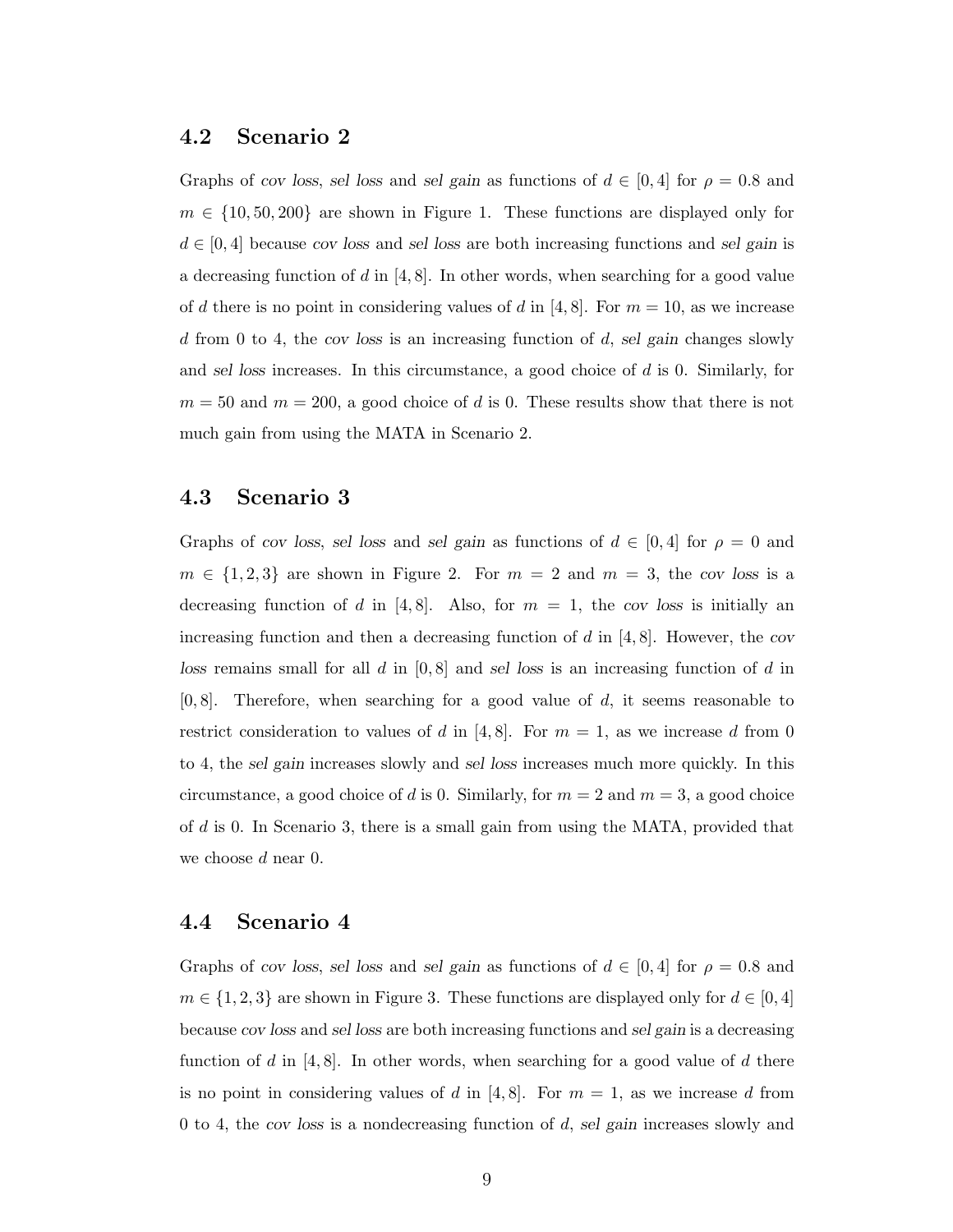## 4.2 Scenario 2

Graphs of *cov loss*, *sel loss* and *sel gain* as functions of $d \in [0, 4]$ for $\rho = 0.8$ and $m \in \{10, 50, 200\}$ are shown in Figure 1. These functions are displayed only for $d \in [0, 4]$ because *cov loss* and *sel loss* are both increasing functions and *sel gain* is a decreasing function of $d$ in $[4, 8]$. In other words, when searching for a good value of $d$ there is no point in considering values of $d$ in $[4, 8]$. For $m = 10$, as we increase $d$ from 0 to 4, the *cov loss* is an increasing function of $d$, *sel gain* changes slowly and *sel loss* increases. In this circumstance, a good choice of $d$ is 0. Similarly, for $m = 50$ and $m = 200$, a good choice of $d$ is 0. These results show that there is not much gain from using the MATA in Scenario 2.

## 4.3 Scenario 3

Graphs of *cov loss*, *sel loss* and *sel gain* as functions of $d \in [0, 4]$ for $\rho = 0$ and $m \in \{1, 2, 3\}$ are shown in Figure 2. For $m = 2$ and $m = 3$, the *cov loss* is a decreasing function of $d$ in $[4, 8]$. Also, for $m = 1$, the *cov loss* is initially an increasing function and then a decreasing function of $d$ in $[4, 8]$. However, the *cov loss* remains small for all $d$ in $[0, 8]$ and *sel loss* is an increasing function of $d$ in $[0, 8]$. Therefore, when searching for a good value of $d$, it seems reasonable to restrict consideration to values of $d$ in $[4, 8]$. For $m = 1$, as we increase $d$ from 0 to 4, the *sel gain* increases slowly and *sel loss* increases much more quickly. In this circumstance, a good choice of $d$ is 0. Similarly, for $m = 2$ and $m = 3$, a good choice of $d$ is 0. In Scenario 3, there is a small gain from using the MATA, provided that we choose $d$ near 0.

## 4.4 Scenario 4

Graphs of *cov loss*, *sel loss* and *sel gain* as functions of $d \in [0, 4]$ for $\rho = 0.8$ and $m \in \{1, 2, 3\}$ are shown in Figure 3. These functions are displayed only for $d \in [0, 4]$ because *cov loss* and *sel loss* are both increasing functions and *sel gain* is a decreasing function of $d$ in $[4, 8]$. In other words, when searching for a good value of $d$ there is no point in considering values of $d$ in $[4, 8]$. For $m = 1$, as we increase $d$ from 0 to 4, the *cov loss* is a nondecreasing function of $d$, *sel gain* increases slowly and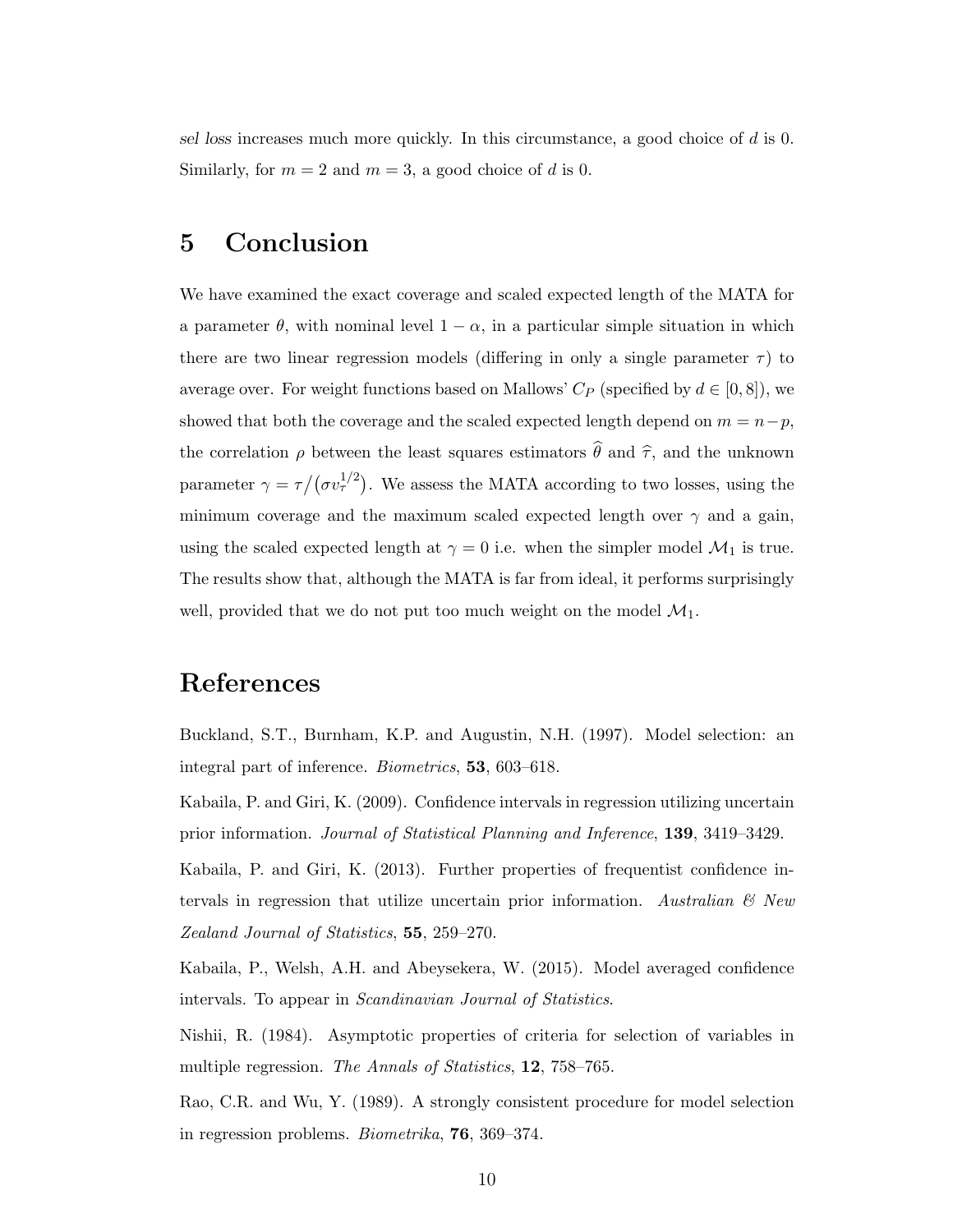*sel loss* increases much more quickly. In this circumstance, a good choice of $d$ is 0. Similarly, for $m = 2$ and $m = 3$, a good choice of $d$ is 0.

# 5 Conclusion

We have examined the exact coverage and scaled expected length of the MATA for a parameter $\theta$, with nominal level $1 - \alpha$, in a particular simple situation in which there are two linear regression models (differing in only a single parameter $\tau$) to average over. For weight functions based on Mallows' $C_P$ (specified by $d \in [0, 8]$), we showed that both the coverage and the scaled expected length depend on $m = n - p$, the correlation $\rho$ between the least squares estimators $\widehat{\theta}$ and $\widehat{\tau}$, and the unknown parameter $\gamma = \tau / \big(\sigma v_\tau^{1/2}\big)$. We assess the MATA according to two losses, using the minimum coverage and the maximum scaled expected length over $\gamma$ and a gain, using the scaled expected length at $\gamma = 0$ i.e. when the simpler model $\mathcal{M}_1$ is true. The results show that, although the MATA is far from ideal, it performs surprisingly well, provided that we do not put too much weight on the model $\mathcal{M}_1$.

# References

Buckland, S.T., Burnham, K.P. and Augustin, N.H. (1997). Model selection: an integral part of inference. *Biometrics*, **53**, 603–618.

Kabaila, P. and Giri, K. (2009). Confidence intervals in regression utilizing uncertain prior information. *Journal of Statistical Planning and Inference*, **139**, 3419–3429.

Kabaila, P. and Giri, K. (2013). Further properties of frequentist confidence intervals in regression that utilize uncertain prior information. *Australian & New Zealand Journal of Statistics*, **55**, 259–270.

Kabaila, P., Welsh, A.H. and Abeysekera, W. (2015). Model averaged confidence intervals. To appear in *Scandinavian Journal of Statistics*.

Nishii, R. (1984). Asymptotic properties of criteria for selection of variables in multiple regression. *The Annals of Statistics*, **12**, 758–765.

Rao, C.R. and Wu, Y. (1989). A strongly consistent procedure for model selection in regression problems. *Biometrika*, **76**, 369–374.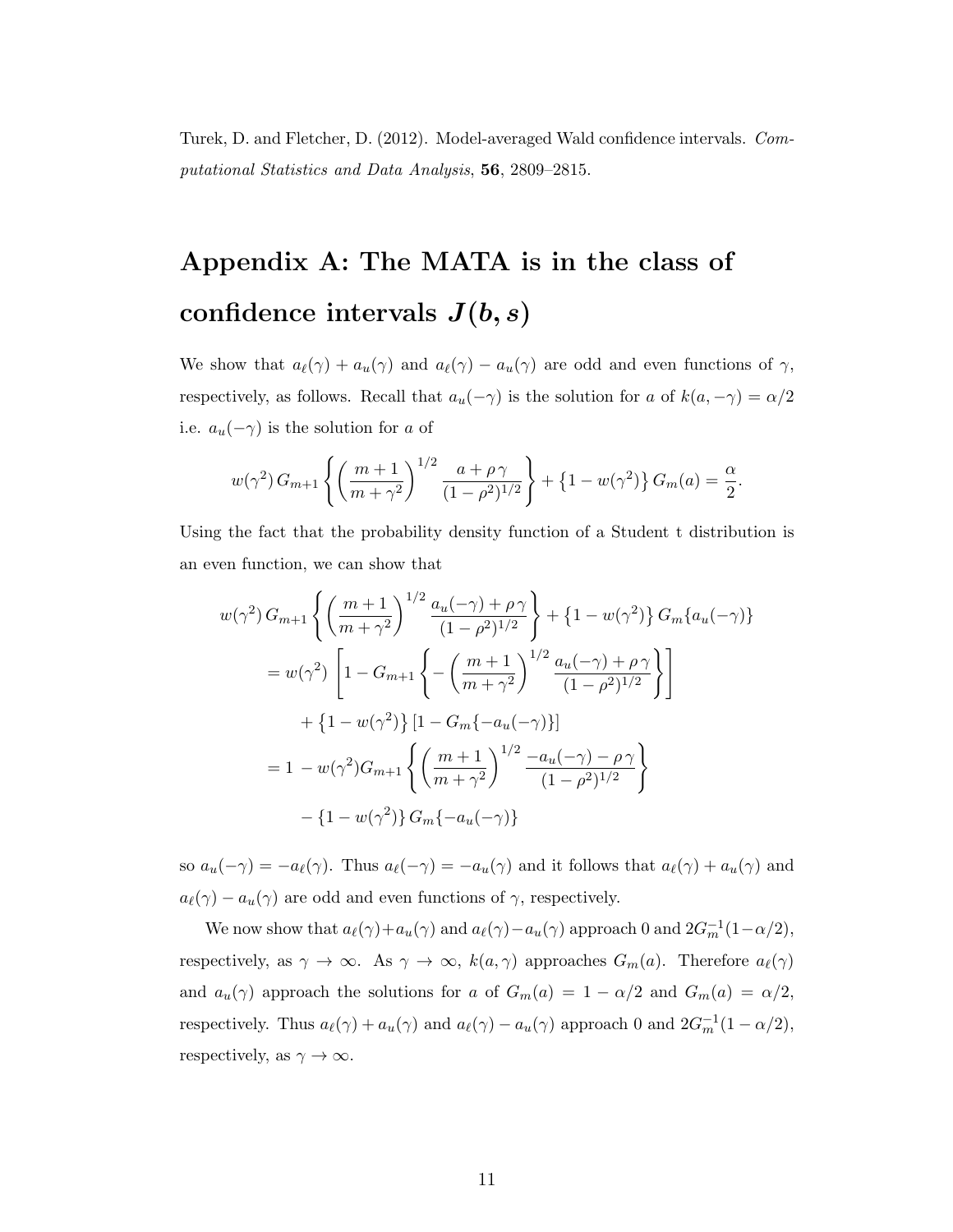Turek, D. and Fletcher, D. (2012). Model-averaged Wald confidence intervals. *Computational Statistics and Data Analysis*, **56**, 2809–2815.

# Appendix A: The MATA is in the class of confidence intervals $J(b, s)$

We show that $a_\ell(\gamma) + a_u(\gamma)$ and $a_\ell(\gamma) - a_u(\gamma)$ are odd and even functions of $\gamma$, respectively, as follows. Recall that $a_u(-\gamma)$ is the solution for $a$ of $k(a, -\gamma) = \alpha/2$ i.e. $a_u(-\gamma)$ is the solution for $a$ of

$$w(\gamma^2)\, G_{m+1}\left\{ \left( \frac{m+1}{m+\gamma^2} \right)^{1/2} \frac{a + \rho\,\gamma}{(1-\rho^2)^{1/2}} \right\} + \left\{1 - w(\gamma^2)\right\} G_m(a) = \frac{\alpha}{2}.$$

Using the fact that the probability density function of a Student t distribution is an even function, we can show that

$$\begin{aligned}
&w(\gamma^2)\, G_{m+1}\left\{ \left( \frac{m+1}{m+\gamma^2} \right)^{1/2} \frac{a_u(-\gamma) + \rho\,\gamma}{(1-\rho^2)^{1/2}} \right\} + \left\{1 - w(\gamma^2)\right\} G_m\{a_u(-\gamma)\} \\
&= w(\gamma^2) \left[ 1 - G_{m+1}\left\{ -\left( \frac{m+1}{m+\gamma^2} \right)^{1/2} \frac{a_u(-\gamma) + \rho\,\gamma}{(1-\rho^2)^{1/2}} \right\} \right] \\
&\quad + \left\{1 - w(\gamma^2)\right\} \left[1 - G_m\{-a_u(-\gamma)\}\right] \\
&= 1 - w(\gamma^2) G_{m+1}\left\{ \left( \frac{m+1}{m+\gamma^2} \right)^{1/2} \frac{-a_u(-\gamma) - \rho\,\gamma}{(1-\rho^2)^{1/2}} \right\} \\
&\quad - \left\{1 - w(\gamma^2)\right\} G_m\{-a_u(-\gamma)\}
\end{aligned}$$

so $a_u(-\gamma) = -a_\ell(\gamma)$. Thus $a_\ell(-\gamma) = -a_u(\gamma)$ and it follows that $a_\ell(\gamma) + a_u(\gamma)$ and $a_\ell(\gamma) - a_u(\gamma)$ are odd and even functions of $\gamma$, respectively.

We now show that $a_\ell(\gamma) + a_u(\gamma)$ and $a_\ell(\gamma) - a_u(\gamma)$ approach 0 and $2G_m^{-1}(1-\alpha/2)$, respectively, as $\gamma \to \infty$. As $\gamma \to \infty$, $k(a, \gamma)$ approaches $G_m(a)$. Therefore $a_\ell(\gamma)$ and $a_u(\gamma)$ approach the solutions for $a$ of $G_m(a) = 1 - \alpha/2$ and $G_m(a) = \alpha/2$, respectively. Thus $a_\ell(\gamma) + a_u(\gamma)$ and $a_\ell(\gamma) - a_u(\gamma)$ approach 0 and $2G_m^{-1}(1-\alpha/2)$, respectively, as $\gamma \to \infty$.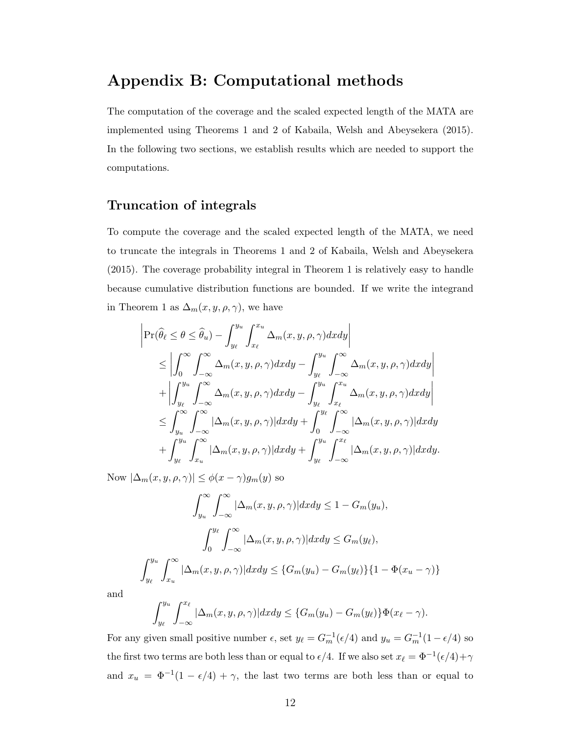# Appendix B: Computational methods

The computation of the coverage and the scaled expected length of the MATA are implemented using Theorems 1 and 2 of Kabaila, Welsh and Abeysekera (2015). In the following two sections, we establish results which are needed to support the computations.

## Truncation of integrals

To compute the coverage and the scaled expected length of the MATA, we need to truncate the integrals in Theorems 1 and 2 of Kabaila, Welsh and Abeysekera (2015). The coverage probability integral in Theorem 1 is relatively easy to handle because cumulative distribution functions are bounded. If we write the integrand in Theorem 1 as $\Delta_m(x, y, \rho, \gamma)$, we have

$$
\begin{aligned}
&\left| \Pr(\widehat{\theta}_\ell \le \theta \le \widehat{\theta}_u) - \int_{y_\ell}^{y_u} \int_{x_\ell}^{x_u} \Delta_m(x, y, \rho, \gamma) dx dy \right| \\
&\quad \le \left| \int_0^\infty \int_{-\infty}^\infty \Delta_m(x, y, \rho, \gamma) dx dy - \int_{y_\ell}^{y_u} \int_{-\infty}^\infty \Delta_m(x, y, \rho, \gamma) dx dy \right| \\
&\quad + \left| \int_{y_\ell}^{y_u} \int_{-\infty}^\infty \Delta_m(x, y, \rho, \gamma) dx dy - \int_{y_\ell}^{y_u} \int_{x_\ell}^{x_u} \Delta_m(x, y, \rho, \gamma) dx dy \right| \\
&\quad \le \int_{y_u}^\infty \int_{-\infty}^\infty |\Delta_m(x, y, \rho, \gamma)| dx dy + \int_0^{y_\ell} \int_{-\infty}^\infty |\Delta_m(x, y, \rho, \gamma)| dx dy \\
&\quad + \int_{y_\ell}^{y_u} \int_{x_u}^\infty |\Delta_m(x, y, \rho, \gamma)| dx dy + \int_{y_\ell}^{y_u} \int_{-\infty}^{x_\ell} |\Delta_m(x, y, \rho, \gamma)| dx dy.
\end{aligned}
$$

Now $|\Delta_m(x, y, \rho, \gamma)| \le \phi(x - \gamma) g_m(y)$ so

$$
\int_{y_u}^\infty \int_{-\infty}^\infty |\Delta_m(x, y, \rho, \gamma)| dx dy \le 1 - G_m(y_u),
$$

$$
\int_0^{y_\ell} \int_{-\infty}^\infty |\Delta_m(x, y, \rho, \gamma)| dx dy \le G_m(y_\ell),
$$

$$
\int_{y_\ell}^{y_u} \int_{x_u}^\infty |\Delta_m(x, y, \rho, \gamma)| dx dy \le \{G_m(y_u) - G_m(y_\ell)\}\{1 - \Phi(x_u - \gamma)\}
$$

and

$$
\int_{y_\ell}^{y_u} \int_{-\infty}^{x_\ell} |\Delta_m(x, y, \rho, \gamma)| dx dy \le \{G_m(y_u) - G_m(y_\ell)\} \Phi(x_\ell - \gamma).
$$

For any given small positive number $\epsilon$, set $y_\ell = G_m^{-1}(\epsilon/4)$ and $y_u = G_m^{-1}(1 - \epsilon/4)$ so the first two terms are both less than or equal to $\epsilon/4$. If we also set $x_\ell = \Phi^{-1}(\epsilon/4) + \gamma$ and $x_u = \Phi^{-1}(1 - \epsilon/4) + \gamma$, the last two terms are both less than or equal to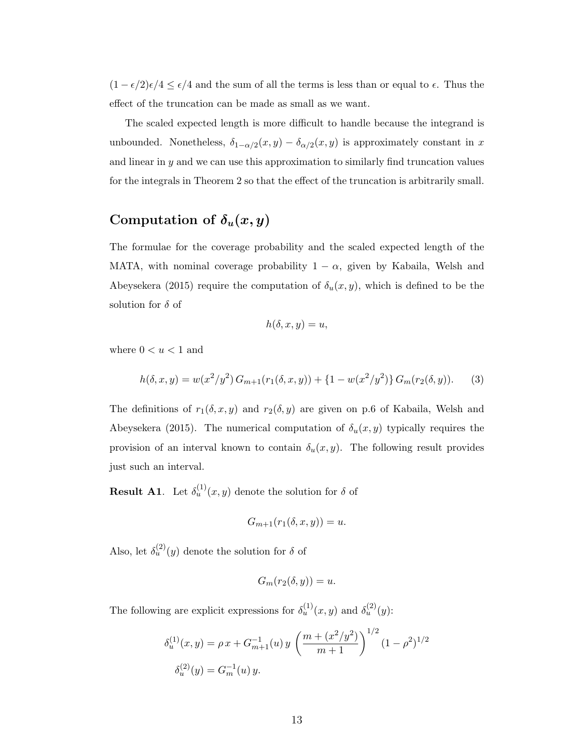$(1 - \epsilon/2)\epsilon/4 \le \epsilon/4$ and the sum of all the terms is less than or equal to $\epsilon$. Thus the effect of the truncation can be made as small as we want.

The scaled expected length is more difficult to handle because the integrand is unbounded. Nonetheless, $\delta_{1-\alpha/2}(x, y) - \delta_{\alpha/2}(x, y)$ is approximately constant in $x$ and linear in $y$ and we can use this approximation to similarly find truncation values for the integrals in Theorem 2 so that the effect of the truncation is arbitrarily small.

## Computation of $\delta_u(x, y)$

The formulae for the coverage probability and the scaled expected length of the MATA, with nominal coverage probability $1 - \alpha$, given by Kabaila, Welsh and Abeysekera (2015) require the computation of $\delta_u(x, y)$, which is defined to be the solution for $\delta$ of

$$h(\delta, x, y) = u,$$

where $0 < u < 1$ and

$$h(\delta, x, y) = w(x^2/y^2)\, G_{m+1}(r_1(\delta, x, y)) + \{1 - w(x^2/y^2)\}\, G_m(r_2(\delta, y)). \qquad (3)$$

The definitions of $r_1(\delta, x, y)$ and $r_2(\delta, y)$ are given on p.6 of Kabaila, Welsh and Abeysekera (2015). The numerical computation of $\delta_u(x, y)$ typically requires the provision of an interval known to contain $\delta_u(x, y)$. The following result provides just such an interval.

**Result A1**. Let $\delta_u^{(1)}(x, y)$ denote the solution for $\delta$ of

$$G_{m+1}(r_1(\delta, x, y)) = u.$$

Also, let $\delta_u^{(2)}(y)$ denote the solution for $\delta$ of

$$G_m(r_2(\delta, y)) = u.$$

The following are explicit expressions for $\delta_u^{(1)}(x, y)$ and $\delta_u^{(2)}(y)$:

$$\delta_u^{(1)}(x, y) = \rho\, x + G_{m+1}^{-1}(u)\, y \left( \frac{m + (x^2/y^2)}{m + 1} \right)^{1/2} (1 - \rho^2)^{1/2}$$

$$\delta_u^{(2)}(y) = G_m^{-1}(u)\, y.$$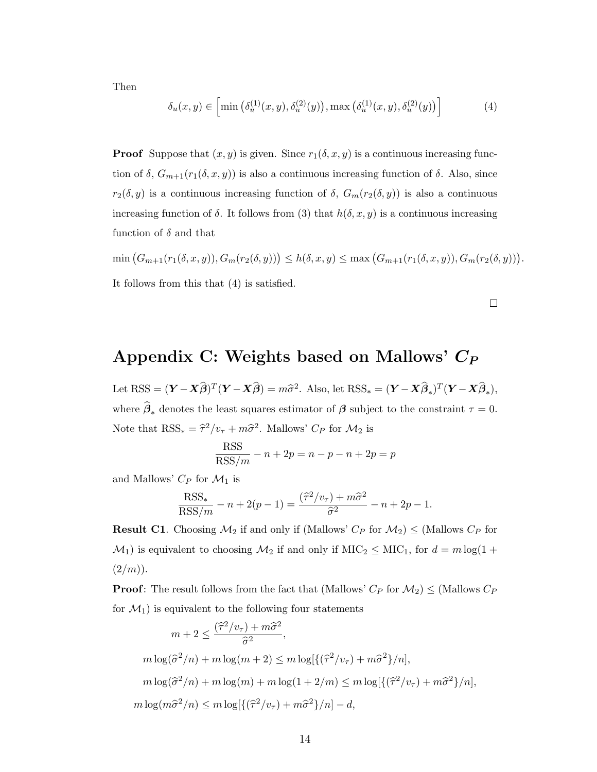Then

$$\delta_u(x, y) \in \left[\min\left(\delta_u^{(1)}(x, y), \delta_u^{(2)}(y)\right), \max\left(\delta_u^{(1)}(x, y), \delta_u^{(2)}(y)\right)\right] \tag{4}$$

**Proof** Suppose that $(x, y)$ is given. Since $r_1(\delta, x, y)$ is a continuous increasing function of $\delta$, $G_{m+1}(r_1(\delta, x, y))$ is also a continuous increasing function of $\delta$. Also, since $r_2(\delta, y)$ is a continuous increasing function of $\delta$, $G_m(r_2(\delta, y))$ is also a continuous increasing function of $\delta$. It follows from (3) that $h(\delta, x, y)$ is a continuous increasing function of $\delta$ and that

$$\min\left(G_{m+1}(r_1(\delta, x, y)), G_m(r_2(\delta, y))\right) \leq h(\delta, x, y) \leq \max\left(G_{m+1}(r_1(\delta, x, y)), G_m(r_2(\delta, y))\right).$$

It follows from this that (4) is satisfied.

□

# Appendix C: Weights based on Mallows' $C_P$

Let $\text{RSS} = (\boldsymbol{Y} - \boldsymbol{X}\widehat{\boldsymbol{\beta}})^T(\boldsymbol{Y} - \boldsymbol{X}\widehat{\boldsymbol{\beta}}) = m\widehat{\sigma}^2$. Also, let $\text{RSS}_* = (\boldsymbol{Y} - \boldsymbol{X}\widehat{\boldsymbol{\beta}}_*)^T(\boldsymbol{Y} - \boldsymbol{X}\widehat{\boldsymbol{\beta}}_*)$, where $\widehat{\boldsymbol{\beta}}_*$ denotes the least squares estimator of $\boldsymbol{\beta}$ subject to the constraint $\tau = 0$. Note that $\text{RSS}_* = \widehat{\tau}^2/v_\tau + m\widehat{\sigma}^2$. Mallows' $C_P$ for $\mathcal{M}_2$ is

$$\frac{\text{RSS}}{\text{RSS}/m} - n + 2p = n - p - n + 2p = p$$

and Mallows' $C_P$ for $\mathcal{M}_1$ is

$$\frac{\text{RSS}_*}{\text{RSS}/m} - n + 2(p-1) = \frac{(\widehat{\tau}^2/v_\tau) + m\widehat{\sigma}^2}{\widehat{\sigma}^2} - n + 2p - 1.$$

**Result C1**. Choosing $\mathcal{M}_2$ if and only if (Mallows' $C_P$ for $\mathcal{M}_2$) $\leq$ (Mallows $C_P$ for $\mathcal{M}_1$) is equivalent to choosing $\mathcal{M}_2$ if and only if $\text{MIC}_2 \leq \text{MIC}_1$, for $d = m\log(1 + (2/m))$.

**Proof**: The result follows from the fact that (Mallows' $C_P$ for $\mathcal{M}_2$) $\leq$ (Mallows $C_P$ for $\mathcal{M}_1$) is equivalent to the following four statements

$$m + 2 \leq \frac{(\widehat{\tau}^2/v_\tau) + m\widehat{\sigma}^2}{\widehat{\sigma}^2},$$

$$m\log(\widehat{\sigma}^2/n) + m\log(m+2) \leq m\log[\{(\widehat{\tau}^2/v_\tau) + m\widehat{\sigma}^2\}/n],$$

$$m\log(\widehat{\sigma}^2/n) + m\log(m) + m\log(1 + 2/m) \leq m\log[\{(\widehat{\tau}^2/v_\tau) + m\widehat{\sigma}^2\}/n],$$

$$m\log(m\widehat{\sigma}^2/n) \leq m\log[\{(\widehat{\tau}^2/v_\tau) + m\widehat{\sigma}^2\}/n] - d,$$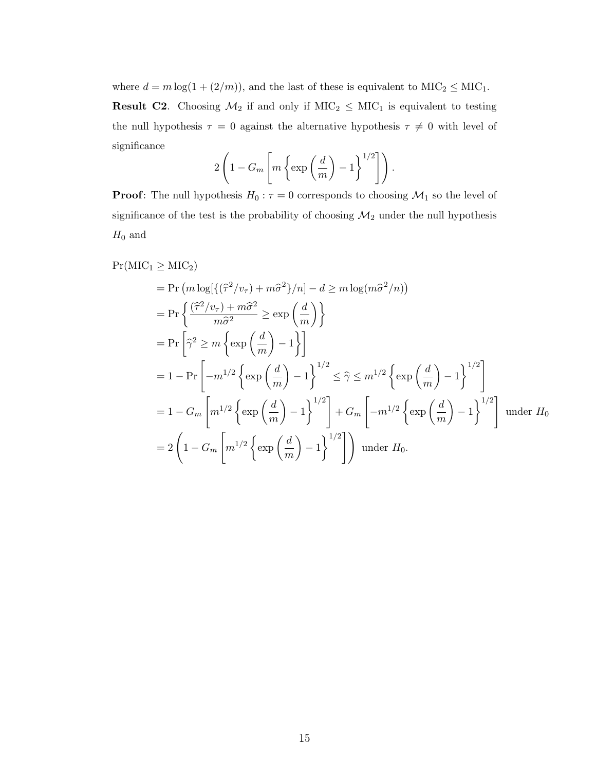where $d = m \log(1 + (2/m))$, and the last of these is equivalent to $\text{MIC}_2 \leq \text{MIC}_1$.

**Result C2**. Choosing $\mathcal{M}_2$ if and only if $\text{MIC}_2 \leq \text{MIC}_1$ is equivalent to testing the null hypothesis $\tau = 0$ against the alternative hypothesis $\tau \neq 0$ with level of significance

$$2\left(1 - G_m\left[m\left\{\exp\left(\frac{d}{m}\right) - 1\right\}^{1/2}\right]\right).$$

**Proof**: The null hypothesis $H_0 : \tau = 0$ corresponds to choosing $\mathcal{M}_1$ so the level of significance of the test is the probability of choosing $\mathcal{M}_2$ under the null hypothesis $H_0$ and

$$
\begin{aligned}
&\Pr(\text{MIC}_1 \geq \text{MIC}_2)\\
&\quad= \Pr\left(m \log[\{(\widehat{\tau}^2/v_\tau) + m\widehat{\sigma}^2\}/n] - d \geq m \log(m\widehat{\sigma}^2/n)\right)\\
&\quad= \Pr\left\{\frac{(\widehat{\tau}^2/v_\tau) + m\widehat{\sigma}^2}{m\widehat{\sigma}^2} \geq \exp\left(\frac{d}{m}\right)\right\}\\
&\quad= \Pr\left[\widehat{\gamma}^2 \geq m\left\{\exp\left(\frac{d}{m}\right) - 1\right\}\right]\\
&\quad= 1 - \Pr\left[-m^{1/2}\left\{\exp\left(\frac{d}{m}\right) - 1\right\}^{1/2} \leq \widehat{\gamma} \leq m^{1/2}\left\{\exp\left(\frac{d}{m}\right) - 1\right\}^{1/2}\right]\\
&\quad= 1 - G_m\left[m^{1/2}\left\{\exp\left(\frac{d}{m}\right) - 1\right\}^{1/2}\right] + G_m\left[-m^{1/2}\left\{\exp\left(\frac{d}{m}\right) - 1\right\}^{1/2}\right] \text{ under } H_0\\
&\quad= 2\left(1 - G_m\left[m^{1/2}\left\{\exp\left(\frac{d}{m}\right) - 1\right\}^{1/2}\right]\right) \text{ under } H_0.
\end{aligned}
$$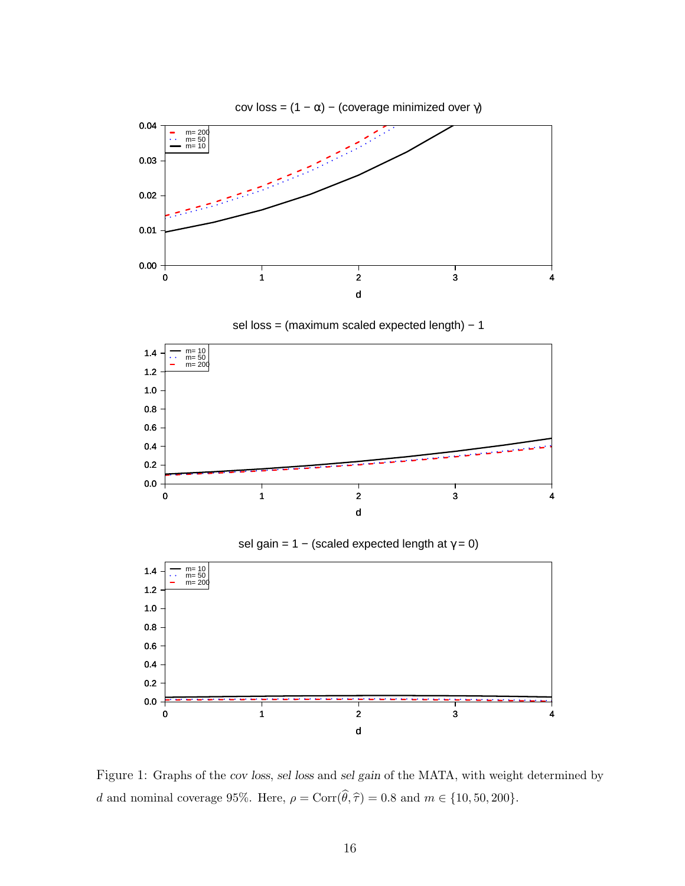Figure 1: Graphs of the *cov loss*, *sel loss* and *sel gain* of the MATA, with weight determined by $d$ and nominal coverage 95%. Here, $\rho = \text{Corr}(\widehat{\theta}, \widehat{\tau}) = 0.8$ and $m \in \{10, 50, 200\}$.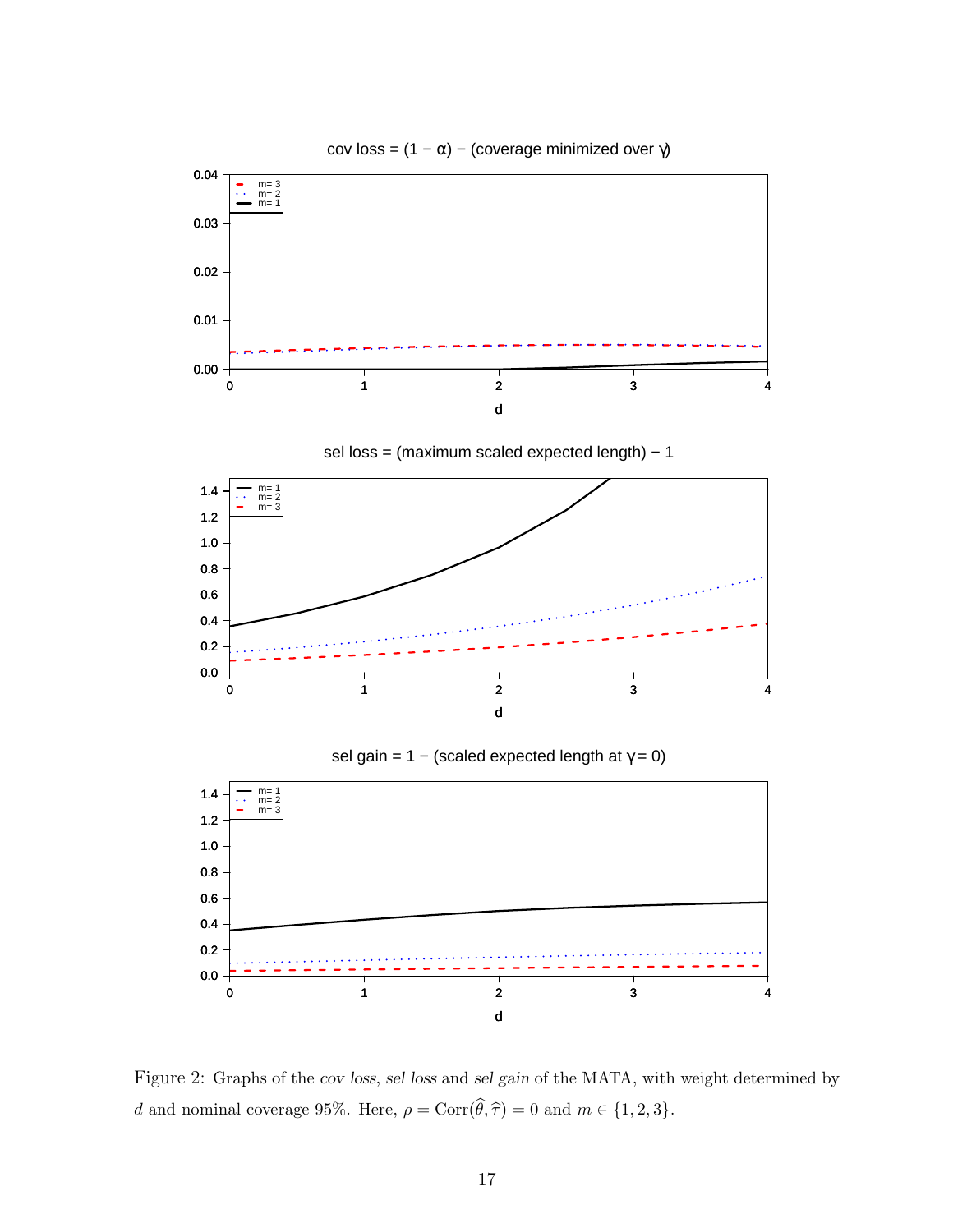Figure 2: Graphs of the *cov loss*, *sel loss* and *sel gain* of the MATA, with weight determined by $d$ and nominal coverage 95%. Here, $\rho = \text{Corr}(\widehat{\theta}, \widehat{\tau}) = 0$ and $m \in \{1, 2, 3\}$.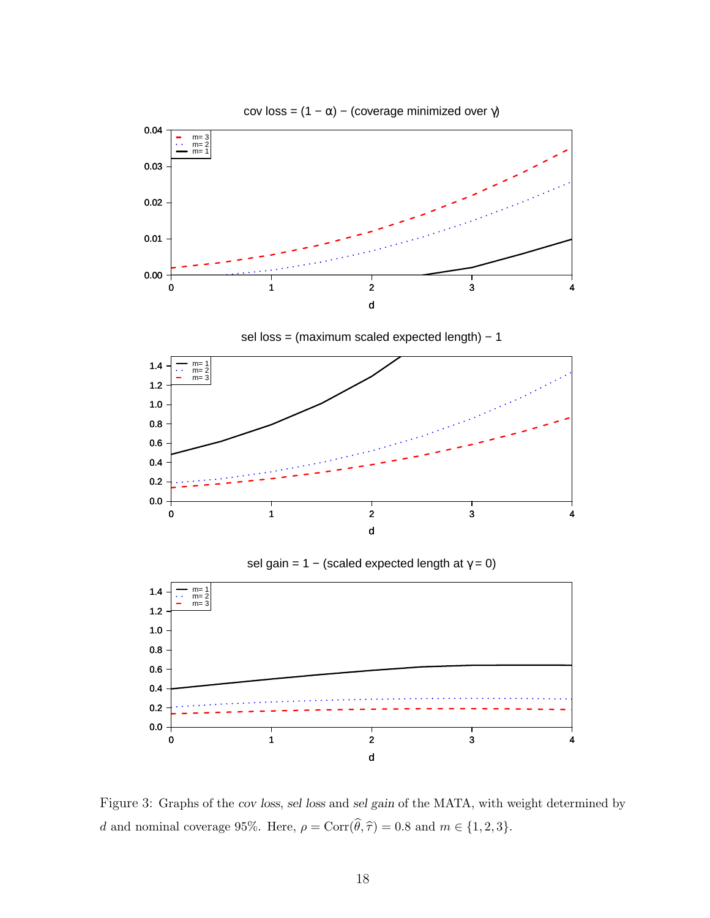cov loss = (1 − α) − (coverage minimized over γ)

0.04
0.03
0.02
0.01
0.00

m= 3
m= 2
m= 1

0 1 2 3 4

d

sel loss = (maximum scaled expected length) − 1

1.4
1.2
1.0
0.8
0.6
0.4
0.2
0.0

m= 1
m= 2
m= 3

0 1 2 3 4

d

sel gain = 1 − (scaled expected length at γ = 0)

1.4
1.2
1.0
0.8
0.6
0.4
0.2
0.0

m= 1
m= 2
m= 3

0 1 2 3 4

d

Figure 3: Graphs of the *cov loss*, *sel loss* and *sel gain* of the MATA, with weight determined by $d$ and nominal coverage 95%. Here, $\rho = \text{Corr}(\widehat{\theta}, \widehat{\tau}) = 0.8$ and $m \in \{1, 2, 3\}$.